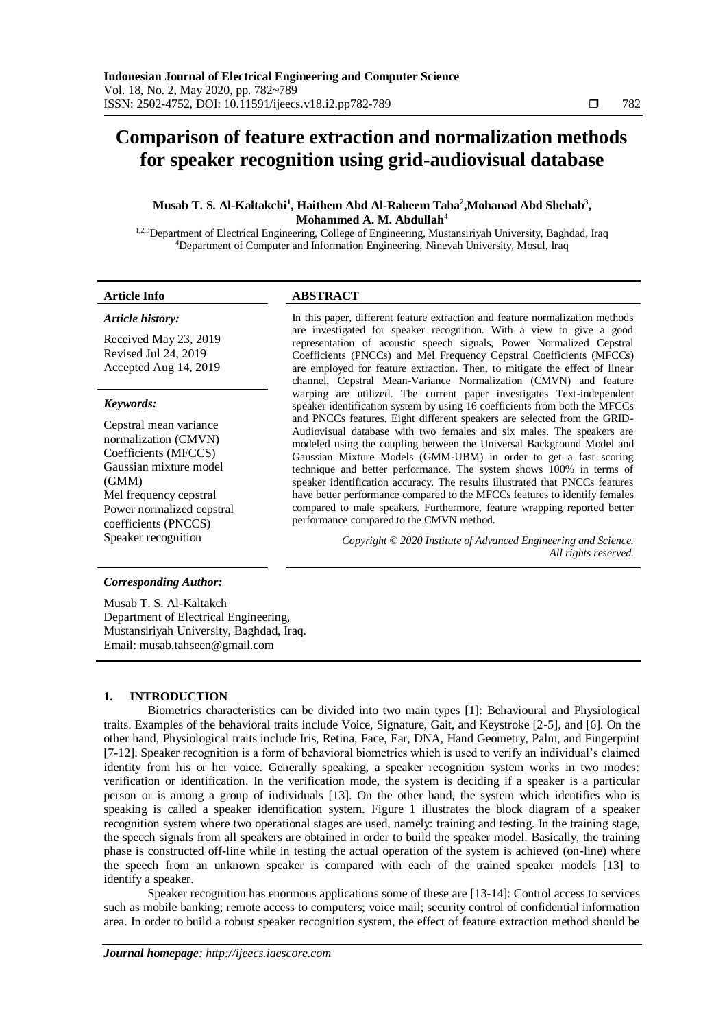# Comparison of feature extraction and normalization methods for speaker recognition using grid-audiovisual database

**Musab T. S. Al-Kaltakchi[1], Haithem Abd Al-Raheem Taha[2], Mohanad Abd Shehab[3], Mohammed A. M. Abdullah[4]**

[1,2,3]Department of Electrical Engineering, College of Engineering, Mustansiriyah University, Baghdad, Iraq
[4]Department of Computer and Information Engineering, Ninevah University, Mosul, Iraq

### Article Info

***Article history:***

Received May 23, 2019
Revised Jul 24, 2019
Accepted Aug 14, 2019

***Keywords:***

Cepstral mean variance normalization (CMVN)
Coefficients (MFCCS)
Gaussian mixture model (GMM)
Mel frequency cepstral
Power normalized cepstral coefficients (PNCCS)
Speaker recognition

### ABSTRACT

In this paper, different feature extraction and feature normalization methods are investigated for speaker recognition. With a view to give a good representation of acoustic speech signals, Power Normalized Cepstral Coefficients (PNCCs) and Mel Frequency Cepstral Coefficients (MFCCs) are employed for feature extraction. Then, to mitigate the effect of linear channel, Cepstral Mean-Variance Normalization (CMVN) and feature warping are utilized. The current paper investigates Text-independent speaker identification system by using 16 coefficients from both the MFCCs and PNCCs features. Eight different speakers are selected from the GRID-Audiovisual database with two females and six males. The speakers are modeled using the coupling between the Universal Background Model and Gaussian Mixture Models (GMM-UBM) in order to get a fast scoring technique and better performance. The system shows 100% in terms of speaker identification accuracy. The results illustrated that PNCCs features have better performance compared to the MFCCs features to identify females compared to male speakers. Furthermore, feature wrapping reported better performance compared to the CMVN method.

*Copyright © 2020 Institute of Advanced Engineering and Science. All rights reserved.*

***Corresponding Author:***

Musab T. S. Al-Kaltakch
Department of Electrical Engineering,
Mustansiriyah University, Baghdad, Iraq.
Email: musab.tahseen@gmail.com

## 1. INTRODUCTION

Biometrics characteristics can be divided into two main types [1]: Behavioural and Physiological traits. Examples of the behavioral traits include Voice, Signature, Gait, and Keystroke [2-5], and [6]. On the other hand, Physiological traits include Iris, Retina, Face, Ear, DNA, Hand Geometry, Palm, and Fingerprint [7-12]. Speaker recognition is a form of behavioral biometrics which is used to verify an individual's claimed identity from his or her voice. Generally speaking, a speaker recognition system works in two modes: verification or identification. In the verification mode, the system is deciding if a speaker is a particular person or is among a group of individuals [13]. On the other hand, the system which identifies who is speaking is called a speaker identification system. Figure 1 illustrates the block diagram of a speaker recognition system where two operational stages are used, namely: training and testing. In the training stage, the speech signals from all speakers are obtained in order to build the speaker model. Basically, the training phase is constructed off-line while in testing the actual operation of the system is achieved (on-line) where the speech from an unknown speaker is compared with each of the trained speaker models [13] to identify a speaker.

Speaker recognition has enormous applications some of these are [13-14]: Control access to services such as mobile banking; remote access to computers; voice mail; security control of confidential information area. In order to build a robust speaker recognition system, the effect of feature extraction method should be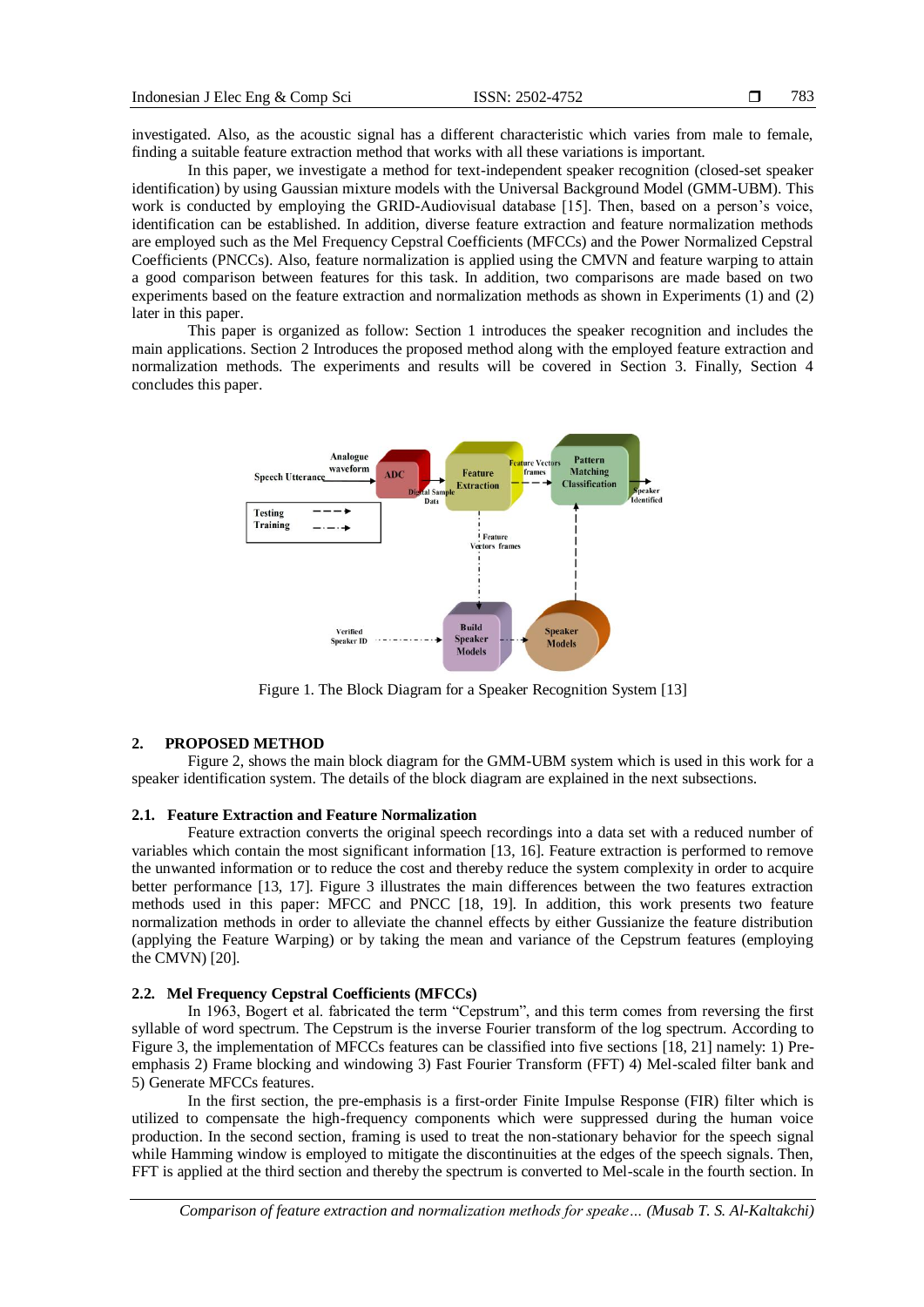investigated. Also, as the acoustic signal has a different characteristic which varies from male to female, finding a suitable feature extraction method that works with all these variations is important.

In this paper, we investigate a method for text-independent speaker recognition (closed-set speaker identification) by using Gaussian mixture models with the Universal Background Model (GMM-UBM). This work is conducted by employing the GRID-Audiovisual database [15]. Then, based on a person's voice, identification can be established. In addition, diverse feature extraction and feature normalization methods are employed such as the Mel Frequency Cepstral Coefficients (MFCCs) and the Power Normalized Cepstral Coefficients (PNCCs). Also, feature normalization is applied using the CMVN and feature warping to attain a good comparison between features for this task. In addition, two comparisons are made based on two experiments based on the feature extraction and normalization methods as shown in Experiments (1) and (2) later in this paper.

This paper is organized as follow: Section 1 introduces the speaker recognition and includes the main applications. Section 2 Introduces the proposed method along with the employed feature extraction and normalization methods. The experiments and results will be covered in Section 3. Finally, Section 4 concludes this paper.

Figure 1. The Block Diagram for a Speaker Recognition System [13]

## 2. PROPOSED METHOD

Figure 2, shows the main block diagram for the GMM-UBM system which is used in this work for a speaker identification system. The details of the block diagram are explained in the next subsections.

### 2.1. Feature Extraction and Feature Normalization

Feature extraction converts the original speech recordings into a data set with a reduced number of variables which contain the most significant information [13, 16]. Feature extraction is performed to remove the unwanted information or to reduce the cost and thereby reduce the system complexity in order to acquire better performance [13, 17]. Figure 3 illustrates the main differences between the two features extraction methods used in this paper: MFCC and PNCC [18, 19]. In addition, this work presents two feature normalization methods in order to alleviate the channel effects by either Gussianize the feature distribution (applying the Feature Warping) or by taking the mean and variance of the Cepstrum features (employing the CMVN) [20].

### 2.2. Mel Frequency Cepstral Coefficients (MFCCs)

In 1963, Bogert et al. fabricated the term "Cepstrum", and this term comes from reversing the first syllable of word spectrum. The Cepstrum is the inverse Fourier transform of the log spectrum. According to Figure 3, the implementation of MFCCs features can be classified into five sections [18, 21] namely: 1) Pre-emphasis 2) Frame blocking and windowing 3) Fast Fourier Transform (FFT) 4) Mel-scaled filter bank and 5) Generate MFCCs features.

In the first section, the pre-emphasis is a first-order Finite Impulse Response (FIR) filter which is utilized to compensate the high-frequency components which were suppressed during the human voice production. In the second section, framing is used to treat the non-stationary behavior for the speech signal while Hamming window is employed to mitigate the discontinuities at the edges of the speech signals. Then, FFT is applied at the third section and thereby the spectrum is converted to Mel-scale in the fourth section. In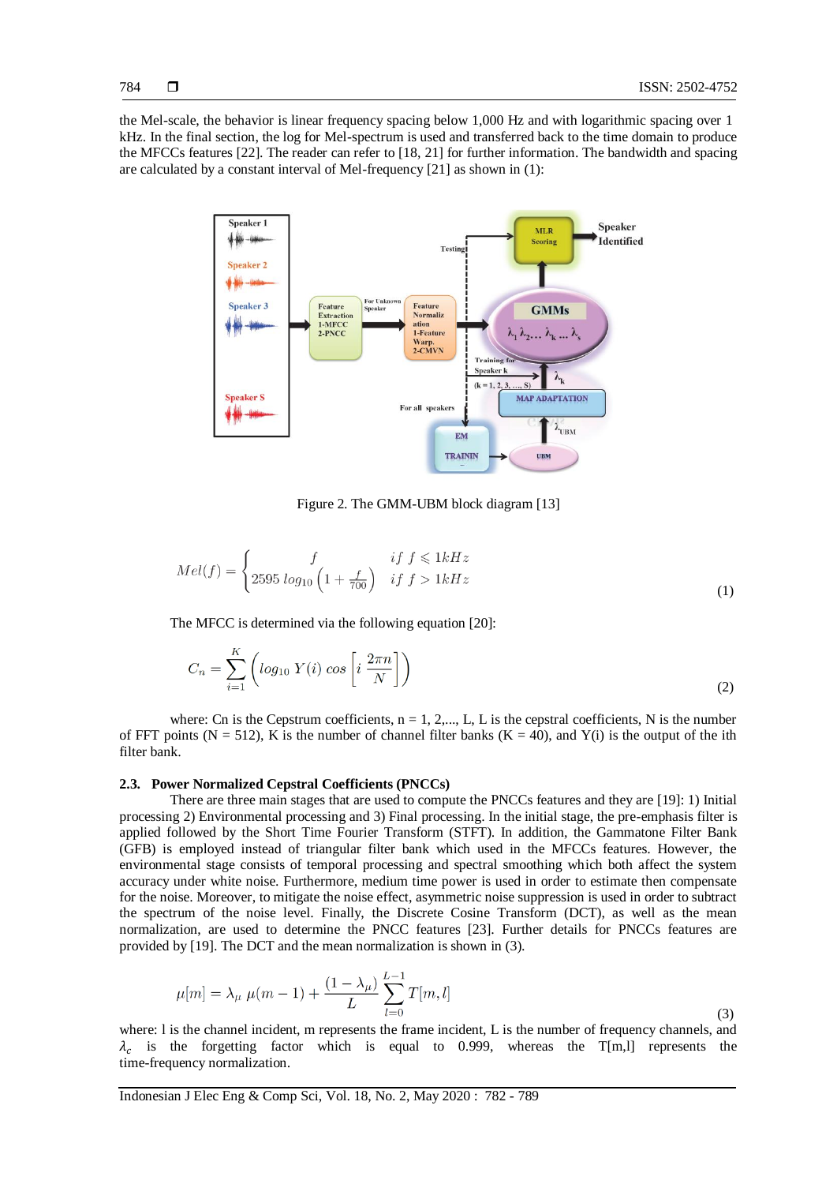the Mel-scale, the behavior is linear frequency spacing below 1,000 Hz and with logarithmic spacing over 1 kHz. In the final section, the log for Mel-spectrum is used and transferred back to the time domain to produce the MFCCs features [22]. The reader can refer to [18, 21] for further information. The bandwidth and spacing are calculated by a constant interval of Mel-frequency [21] as shown in (1):

Figure 2. The GMM-UBM block diagram [13]

$$Mel(f) = \begin{cases} f & if\ f \leqslant 1kHz \\ 2595\ log_{10}\left(1 + \frac{f}{700}\right) & if\ f > 1kHz \end{cases} \tag{1}$$

The MFCC is determined via the following equation [20]:

$$C_n = \sum_{i=1}^{K} \left( log_{10}\ Y(i)\ cos\left[i\ \frac{2\pi n}{N}\right] \right) \tag{2}$$

where: Cn is the Cepstrum coefficients, n = 1, 2,..., L, L is the cepstral coefficients, N is the number of FFT points (N = 512), K is the number of channel filter banks (K = 40), and Y(i) is the output of the ith filter bank.

### 2.3. Power Normalized Cepstral Coefficients (PNCCs)

There are three main stages that are used to compute the PNCCs features and they are [19]: 1) Initial processing 2) Environmental processing and 3) Final processing. In the initial stage, the pre-emphasis filter is applied followed by the Short Time Fourier Transform (STFT). In addition, the Gammatone Filter Bank (GFB) is employed instead of triangular filter bank which used in the MFCCs features. However, the environmental stage consists of temporal processing and spectral smoothing which both affect the system accuracy under white noise. Furthermore, medium time power is used in order to estimate then compensate for the noise. Moreover, to mitigate the noise effect, asymmetric noise suppression is used in order to subtract the spectrum of the noise level. Finally, the Discrete Cosine Transform (DCT), as well as the mean normalization, are used to determine the PNCC features [23]. Further details for PNCCs features are provided by [19]. The DCT and the mean normalization is shown in (3).

$$\mu[m] = \lambda_\mu\ \mu(m-1) + \frac{(1-\lambda_\mu)}{L} \sum_{l=0}^{L-1} T[m,l] \tag{3}$$

where: l is the channel incident, m represents the frame incident, L is the number of frequency channels, and $\lambda_c$ is the forgetting factor which is equal to 0.999, whereas the T[m,l] represents the time-frequency normalization.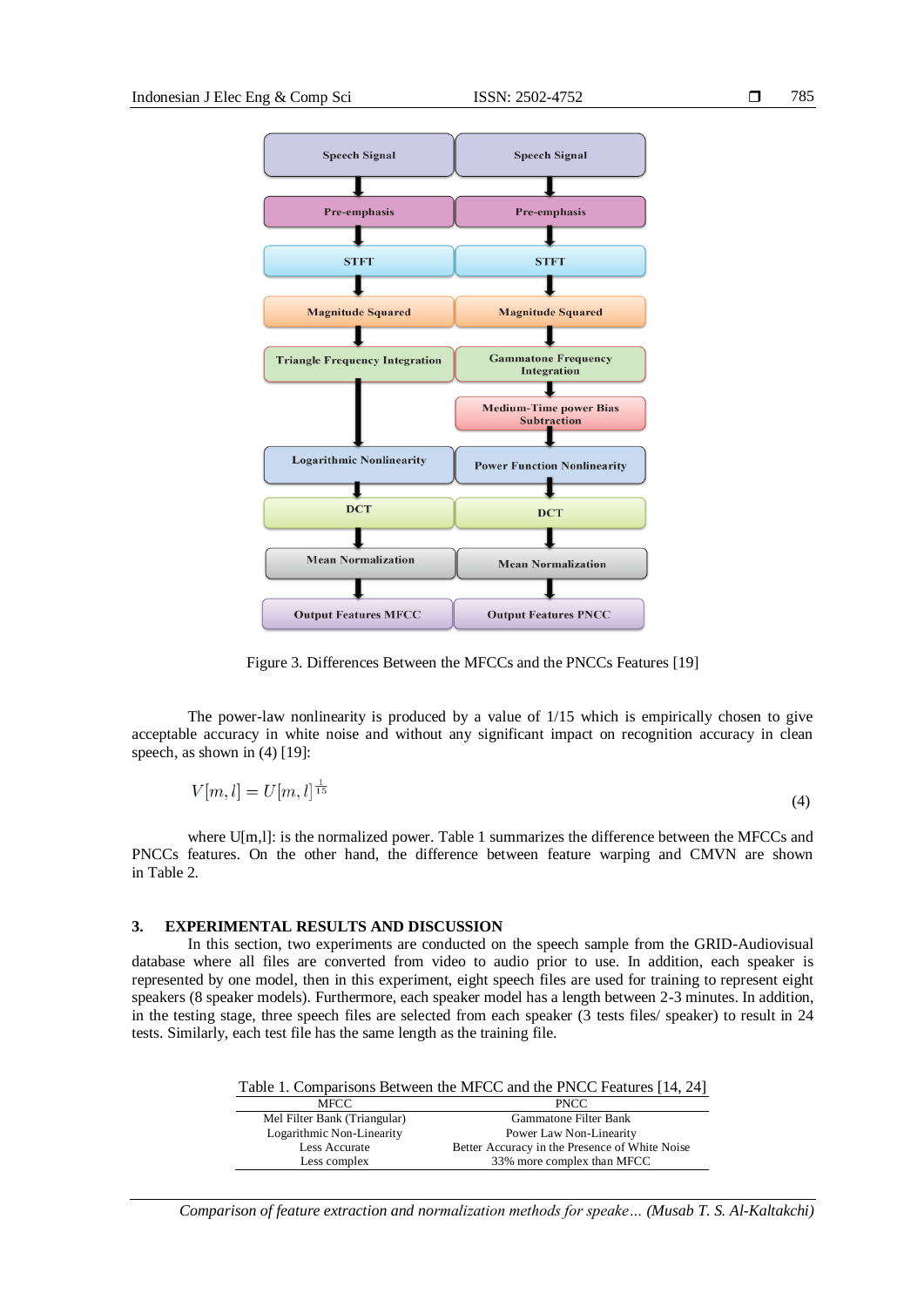Figure 3. Differences Between the MFCCs and the PNCCs Features [19]

The power-law nonlinearity is produced by a value of 1/15 which is empirically chosen to give acceptable accuracy in white noise and without any significant impact on recognition accuracy in clean speech, as shown in (4) [19]:

$$V[m,l] = U[m,l]^{\frac{1}{15}} \tag{4}$$

where U[m,l]: is the normalized power. Table 1 summarizes the difference between the MFCCs and PNCCs features. On the other hand, the difference between feature warping and CMVN are shown in Table 2.

## 3. EXPERIMENTAL RESULTS AND DISCUSSION

In this section, two experiments are conducted on the speech sample from the GRID-Audiovisual database where all files are converted from video to audio prior to use. In addition, each speaker is represented by one model, then in this experiment, eight speech files are used for training to represent eight speakers (8 speaker models). Furthermore, each speaker model has a length between 2-3 minutes. In addition, in the testing stage, three speech files are selected from each speaker (3 tests files/ speaker) to result in 24 tests. Similarly, each test file has the same length as the training file.

Table 1. Comparisons Between the MFCC and the PNCC Features [14, 24]

| MFCC | PNCC |
|---|---|
| Mel Filter Bank (Triangular) | Gammatone Filter Bank |
| Logarithmic Non-Linearity | Power Law Non-Linearity |
| Less Accurate | Better Accuracy in the Presence of White Noise |
| Less complex | 33% more complex than MFCC |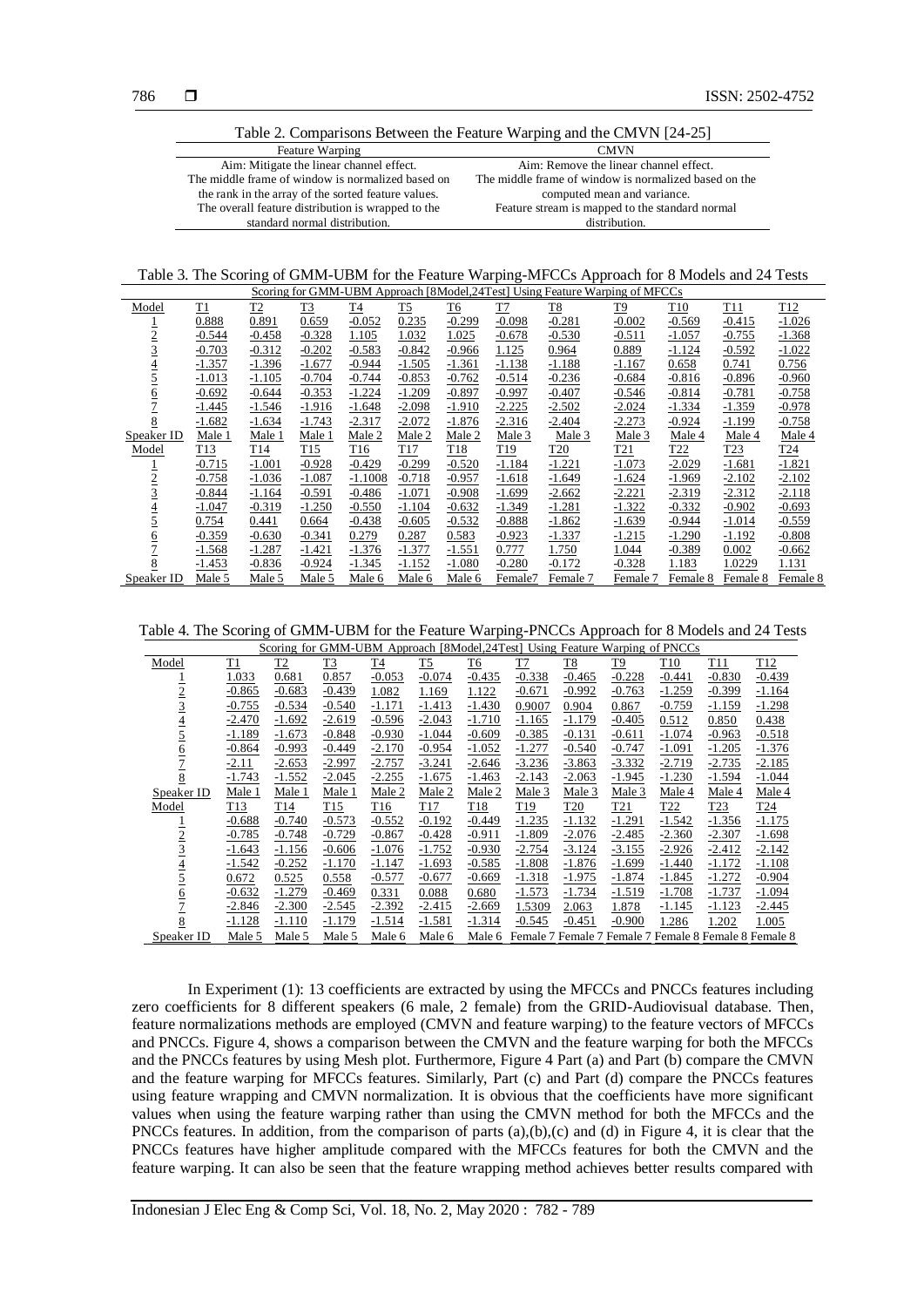Table 2. Comparisons Between the Feature Warping and the CMVN [24-25]

| Feature Warping | CMVN |
|---|---|
| Aim: Mitigate the linear channel effect. | Aim: Remove the linear channel effect. |
| The middle frame of window is normalized based on the rank in the array of the sorted feature values. | The middle frame of window is normalized based on the computed mean and variance. |
| The overall feature distribution is wrapped to the standard normal distribution. | Feature stream is mapped to the standard normal distribution. |

Table 3. The Scoring of GMM-UBM for the Feature Warping-MFCCs Approach for 8 Models and 24 Tests

| Scoring for GMM-UBM Approach [8Model,24Test] Using Feature Warping of MFCCs | | | | | | | | | | | | |
|---|---|---|---|---|---|---|---|---|---|---|---|---|
| Model | T1 | T2 | T3 | T4 | T5 | T6 | T7 | T8 | T9 | T10 | T11 | T12 |
| 1 | 0.888 | 0.891 | 0.659 | -0.052 | 0.235 | -0.299 | -0.098 | -0.281 | -0.002 | -0.569 | -0.415 | -1.026 |
| 2 | -0.544 | -0.458 | -0.328 | 1.105 | 1.032 | 1.025 | -0.678 | -0.530 | -0.511 | -1.057 | -0.755 | -1.368 |
| 3 | -0.703 | -0.312 | -0.202 | -0.583 | -0.842 | -0.966 | 1.125 | 0.964 | 0.889 | -1.124 | -0.592 | -1.022 |
| 4 | -1.357 | -1.396 | -1.677 | -0.944 | -1.505 | -1.361 | -1.138 | -1.188 | -1.167 | 0.658 | 0.741 | 0.756 |
| 5 | -1.013 | -1.105 | -0.704 | -0.744 | -0.853 | -0.762 | -0.514 | -0.236 | -0.684 | -0.816 | -0.896 | -0.960 |
| 6 | -0.692 | -0.644 | -0.353 | -1.224 | -1.209 | -0.897 | -0.997 | -0.407 | -0.546 | -0.814 | -0.781 | -0.758 |
| 7 | -1.445 | -1.546 | -1.916 | -1.648 | -2.098 | -1.910 | -2.225 | -2.502 | -2.024 | -1.334 | -1.359 | -0.978 |
| 8 | -1.682 | -1.634 | -1.743 | -2.317 | -2.072 | -1.876 | -2.316 | -2.404 | -2.273 | -0.924 | -1.199 | -0.758 |
| Speaker ID | Male 1 | Male 1 | Male 1 | Male 2 | Male 2 | Male 2 | Male 3 | Male 3 | Male 3 | Male 4 | Male 4 | Male 4 |
| Model | T13 | T14 | T15 | T16 | T17 | T18 | T19 | T20 | T21 | T22 | T23 | T24 |
| 1 | -0.715 | -1.001 | -0.928 | -0.429 | -0.299 | -0.520 | -1.184 | -1.221 | -1.073 | -2.029 | -1.681 | -1.821 |
| 2 | -0.758 | -1.036 | -1.087 | -1.1008 | -0.718 | -0.957 | -1.618 | -1.649 | -1.624 | -1.969 | -2.102 | -2.102 |
| 3 | -0.844 | -1.164 | -0.591 | -0.486 | -1.071 | -0.908 | -1.699 | -2.662 | -2.221 | -2.319 | -2.312 | -2.118 |
| 4 | -1.047 | -0.319 | -1.250 | -0.550 | -1.104 | -0.632 | -1.349 | -1.281 | -1.322 | -0.332 | -0.902 | -0.693 |
| 5 | 0.754 | 0.441 | 0.664 | -0.438 | -0.605 | -0.532 | -0.888 | -1.862 | -1.639 | -0.944 | -1.014 | -0.559 |
| 6 | -0.359 | -0.630 | -0.341 | 0.279 | 0.287 | 0.583 | -0.923 | -1.337 | -1.215 | -1.290 | -1.192 | -0.808 |
| 7 | -1.568 | -1.287 | -1.421 | -1.376 | -1.377 | -1.551 | 0.777 | 1.750 | 1.044 | -0.389 | 0.002 | -0.662 |
| 8 | -1.453 | -0.836 | -0.924 | -1.345 | -1.152 | -1.080 | -0.280 | -0.172 | -0.328 | 1.183 | 1.0229 | 1.131 |
| Speaker ID | Male 5 | Male 5 | Male 5 | Male 6 | Male 6 | Male 6 | Female7 | Female 7 | Female 7 | Female 8 | Female 8 | Female 8 |

Table 4. The Scoring of GMM-UBM for the Feature Warping-PNCCs Approach for 8 Models and 24 Tests

| Scoring for GMM-UBM Approach [8Model,24Test] Using Feature Warping of PNCCs | | | | | | | | | | | | |
|---|---|---|---|---|---|---|---|---|---|---|---|---|
| Model | T1 | T2 | T3 | T4 | T5 | T6 | T7 | T8 | T9 | T10 | T11 | T12 |
| 1 | 1.033 | 0.681 | 0.857 | -0.053 | -0.074 | -0.435 | -0.338 | -0.465 | -0.228 | -0.441 | -0.830 | -0.439 |
| 2 | -0.865 | -0.683 | -0.439 | 1.082 | 1.169 | 1.122 | -0.671 | -0.992 | -0.763 | -1.259 | -0.399 | -1.164 |
| 3 | -0.755 | -0.534 | -0.540 | -1.171 | -1.413 | -1.430 | 0.9007 | 0.904 | 0.867 | -0.759 | -1.159 | -1.298 |
| 4 | -2.470 | -1.692 | -2.619 | -0.596 | -2.043 | -1.710 | -1.165 | -1.179 | -0.405 | 0.512 | 0.850 | 0.438 |
| 5 | -1.189 | -1.673 | -0.848 | -0.930 | -1.044 | -0.609 | -0.385 | -0.131 | -0.611 | -1.074 | -0.963 | -0.518 |
| 6 | -0.864 | -0.993 | -0.449 | -2.170 | -0.954 | -1.052 | -1.277 | -0.540 | -0.747 | -1.091 | -1.205 | -1.376 |
| 7 | -2.11 | -2.653 | -2.997 | -2.757 | -3.241 | -2.646 | -3.236 | -3.863 | -3.332 | -2.719 | -2.735 | -2.185 |
| 8 | -1.743 | -1.552 | -2.045 | -2.255 | -1.675 | -1.463 | -2.143 | -2.063 | -1.945 | -1.230 | -1.594 | -1.044 |
| Speaker ID | Male 1 | Male 1 | Male 1 | Male 2 | Male 2 | Male 2 | Male 3 | Male 3 | Male 3 | Male 4 | Male 4 | Male 4 |
| Model | T13 | T14 | T15 | T16 | T17 | T18 | T19 | T20 | T21 | T22 | T23 | T24 |
| 1 | -0.688 | -0.740 | -0.573 | -0.552 | -0.192 | -0.449 | -1.235 | -1.132 | -1.291 | -1.542 | -1.356 | -1.175 |
| 2 | -0.785 | -0.748 | -0.729 | -0.867 | -0.428 | -0.911 | -1.809 | -2.076 | -2.485 | -2.360 | -2.307 | -1.698 |
| 3 | -1.643 | -1.156 | -0.606 | -1.076 | -1.752 | -0.930 | -2.754 | -3.124 | -3.155 | -2.926 | -2.412 | -2.142 |
| 4 | -1.542 | -0.252 | -1.170 | -1.147 | -1.693 | -0.585 | -1.808 | -1.876 | -1.699 | -1.440 | -1.172 | -1.108 |
| 5 | 0.672 | 0.525 | 0.558 | -0.577 | -0.677 | -0.669 | -1.318 | -1.975 | -1.874 | -1.845 | -1.272 | -0.904 |
| 6 | -0.632 | -1.279 | -0.469 | 0.331 | 0.088 | 0.680 | -1.573 | -1.734 | -1.519 | -1.708 | -1.737 | -1.094 |
| 7 | -2.846 | -2.300 | -2.545 | -2.392 | -2.415 | -2.669 | 1.5309 | 2.063 | 1.878 | -1.145 | -1.123 | -2.445 |
| 8 | -1.128 | -1.110 | -1.179 | -1.514 | -1.581 | -1.314 | -0.545 | -0.451 | -0.900 | 1.286 | 1.202 | 1.005 |
| Speaker ID | Male 5 | Male 5 | Male 5 | Male 6 | Male 6 | Male 6 | Female 7 | Female 7 | Female 7 | Female 8 | Female 8 | Female 8 |

In Experiment (1): 13 coefficients are extracted by using the MFCCs and PNCCs features including zero coefficients for 8 different speakers (6 male, 2 female) from the GRID-Audiovisual database. Then, feature normalizations methods are employed (CMVN and feature warping) to the feature vectors of MFCCs and PNCCs. Figure 4, shows a comparison between the CMVN and the feature warping for both the MFCCs and the PNCCs features by using Mesh plot. Furthermore, Figure 4 Part (a) and Part (b) compare the CMVN and the feature warping for MFCCs features. Similarly, Part (c) and Part (d) compare the PNCCs features using feature wrapping and CMVN normalization. It is obvious that the coefficients have more significant values when using the feature warping rather than using the CMVN method for both the MFCCs and the PNCCs features. In addition, from the comparison of parts (a),(b),(c) and (d) in Figure 4, it is clear that the PNCCs features have higher amplitude compared with the MFCCs features for both the CMVN and the feature warping. It can also be seen that the feature wrapping method achieves better results compared with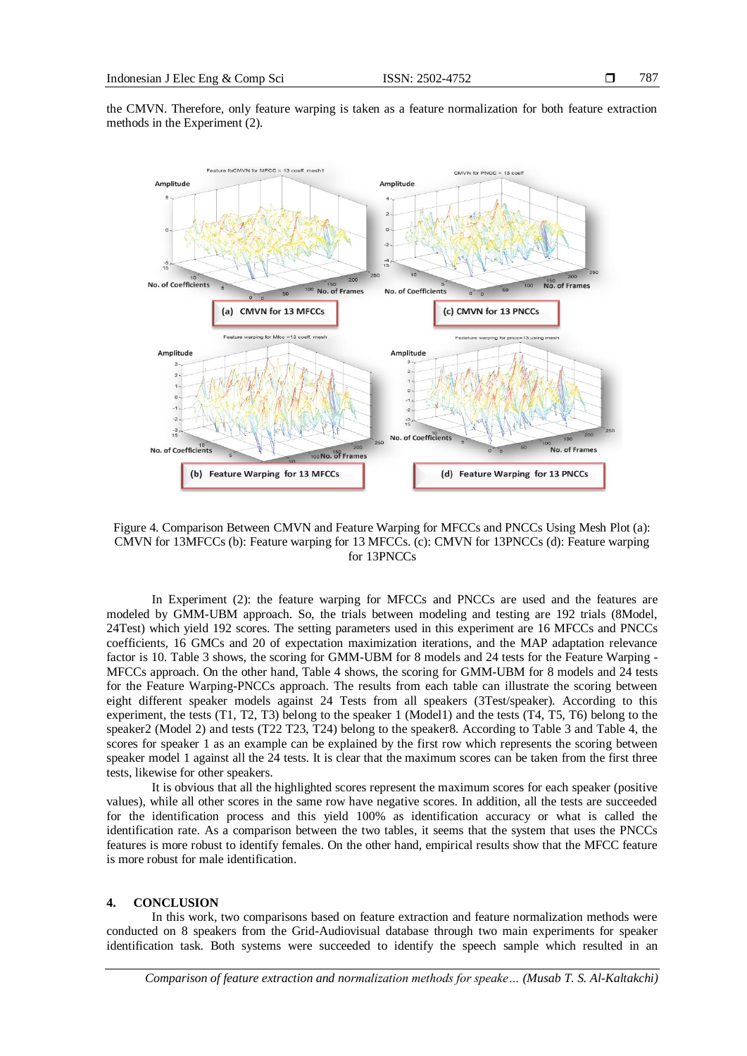the CMVN. Therefore, only feature warping is taken as a feature normalization for both feature extraction methods in the Experiment (2).

Figure 4. Comparison Between CMVN and Feature Warping for MFCCs and PNCCs Using Mesh Plot (a): CMVN for 13MFCCs (b): Feature warping for 13 MFCCs. (c): CMVN for 13PNCCs (d): Feature warping for 13PNCCs

In Experiment (2): the feature warping for MFCCs and PNCCs are used and the features are modeled by GMM-UBM approach. So, the trials between modeling and testing are 192 trials (8Model, 24Test) which yield 192 scores. The setting parameters used in this experiment are 16 MFCCs and PNCCs coefficients, 16 GMCs and 20 of expectation maximization iterations, and the MAP adaptation relevance factor is 10. Table 3 shows, the scoring for GMM-UBM for 8 models and 24 tests for the Feature Warping - MFCCs approach. On the other hand, Table 4 shows, the scoring for GMM-UBM for 8 models and 24 tests for the Feature Warping-PNCCs approach. The results from each table can illustrate the scoring between eight different speaker models against 24 Tests from all speakers (3Test/speaker). According to this experiment, the tests (T1, T2, T3) belong to the speaker 1 (Model1) and the tests (T4, T5, T6) belong to the speaker2 (Model 2) and tests (T22 T23, T24) belong to the speaker8. According to Table 3 and Table 4, the scores for speaker 1 as an example can be explained by the first row which represents the scoring between speaker model 1 against all the 24 tests. It is clear that the maximum scores can be taken from the first three tests, likewise for other speakers.

It is obvious that all the highlighted scores represent the maximum scores for each speaker (positive values), while all other scores in the same row have negative scores. In addition, all the tests are succeeded for the identification process and this yield 100% as identification accuracy or what is called the identification rate. As a comparison between the two tables, it seems that the system that uses the PNCCs features is more robust to identify females. On the other hand, empirical results show that the MFCC feature is more robust for male identification.

## 4. CONCLUSION

In this work, two comparisons based on feature extraction and feature normalization methods were conducted on 8 speakers from the Grid-Audiovisual database through two main experiments for speaker identification task. Both systems were succeeded to identify the speech sample which resulted in an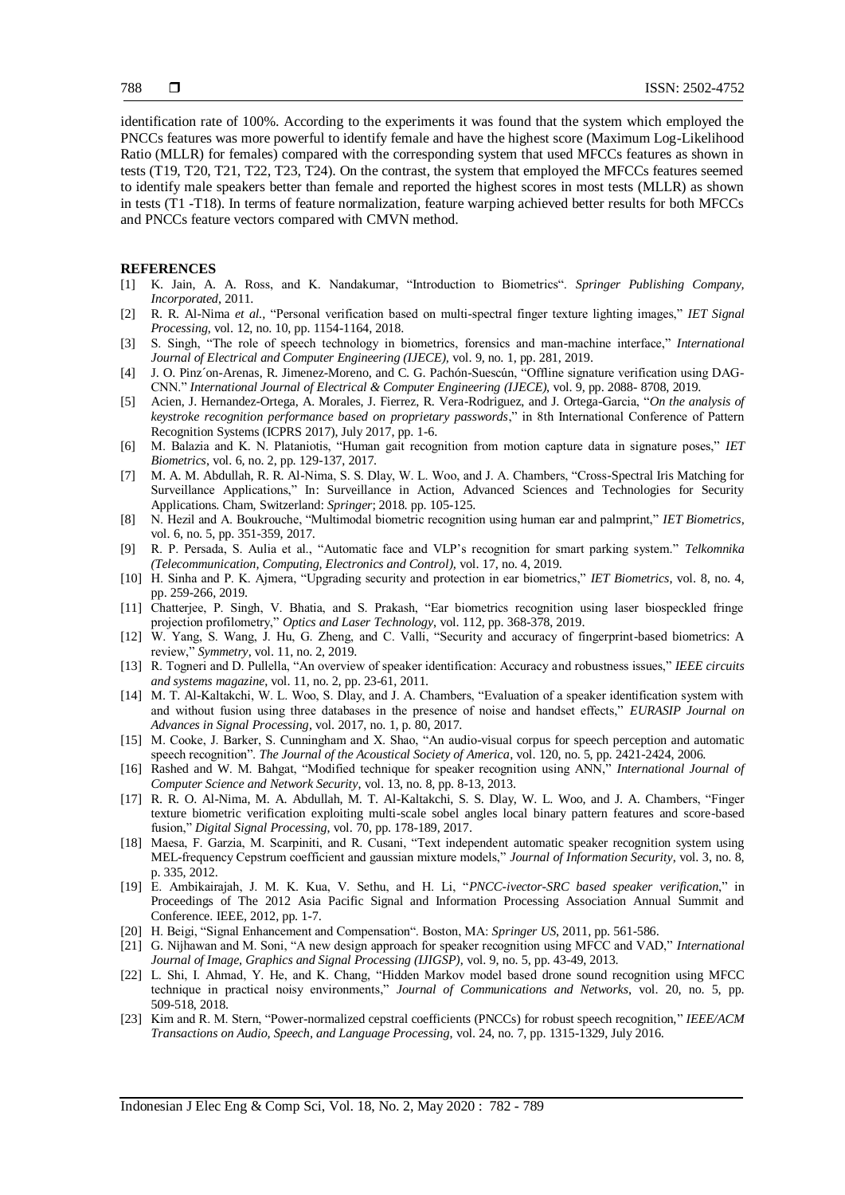identification rate of 100%. According to the experiments it was found that the system which employed the PNCCs features was more powerful to identify female and have the highest score (Maximum Log-Likelihood Ratio (MLLR) for females) compared with the corresponding system that used MFCCs features as shown in tests (T19, T20, T21, T22, T23, T24). On the contrast, the system that employed the MFCCs features seemed to identify male speakers better than female and reported the highest scores in most tests (MLLR) as shown in tests (T1 -T18). In terms of feature normalization, feature warping achieved better results for both MFCCs and PNCCs feature vectors compared with CMVN method.

## REFERENCES

[1] K. Jain, A. A. Ross, and K. Nandakumar, "Introduction to Biometrics". *Springer Publishing Company, Incorporated*, 2011.

[2] R. R. Al-Nima *et al.*, "Personal verification based on multi-spectral finger texture lighting images," *IET Signal Processing*, vol. 12, no. 10, pp. 1154-1164, 2018.

[3] S. Singh, "The role of speech technology in biometrics, forensics and man-machine interface," *International Journal of Electrical and Computer Engineering (IJECE)*, vol. 9, no. 1, pp. 281, 2019.

[4] J. O. Pinz´on-Arenas, R. Jimenez-Moreno, and C. G. Pachón-Suescún, "Offline signature verification using DAG-CNN." *International Journal of Electrical & Computer Engineering (IJECE)*, vol. 9, pp. 2088- 8708, 2019.

[5] Acien, J. Hernandez-Ortega, A. Morales, J. Fierrez, R. Vera-Rodriguez, and J. Ortega-Garcia, "*On the analysis of keystroke recognition performance based on proprietary passwords*," in 8th International Conference of Pattern Recognition Systems (ICPRS 2017), July 2017, pp. 1-6.

[6] M. Balazia and K. N. Plataniotis, "Human gait recognition from motion capture data in signature poses," *IET Biometrics*, vol. 6, no. 2, pp. 129-137, 2017.

[7] M. A. M. Abdullah, R. R. Al-Nima, S. S. Dlay, W. L. Woo, and J. A. Chambers, "Cross-Spectral Iris Matching for Surveillance Applications," In: Surveillance in Action, Advanced Sciences and Technologies for Security Applications. Cham, Switzerland: *Springer*; 2018. pp. 105-125.

[8] N. Hezil and A. Boukrouche, "Multimodal biometric recognition using human ear and palmprint," *IET Biometrics*, vol. 6, no. 5, pp. 351-359, 2017.

[9] R. P. Persada, S. Aulia et al., "Automatic face and VLP's recognition for smart parking system." *Telkomnika (Telecommunication, Computing, Electronics and Control)*, vol. 17, no. 4, 2019.

[10] H. Sinha and P. K. Ajmera, "Upgrading security and protection in ear biometrics," *IET Biometrics*, vol. 8, no. 4, pp. 259-266, 2019.

[11] Chatterjee, P. Singh, V. Bhatia, and S. Prakash, "Ear biometrics recognition using laser biospeckled fringe projection profilometry," *Optics and Laser Technology*, vol. 112, pp. 368-378, 2019.

[12] W. Yang, S. Wang, J. Hu, G. Zheng, and C. Valli, "Security and accuracy of fingerprint-based biometrics: A review," *Symmetry*, vol. 11, no. 2, 2019.

[13] R. Togneri and D. Pullella, "An overview of speaker identification: Accuracy and robustness issues," *IEEE circuits and systems magazine*, vol. 11, no. 2, pp. 23-61, 2011.

[14] M. T. Al-Kaltakchi, W. L. Woo, S. Dlay, and J. A. Chambers, "Evaluation of a speaker identification system with and without fusion using three databases in the presence of noise and handset effects," *EURASIP Journal on Advances in Signal Processing*, vol. 2017, no. 1, p. 80, 2017.

[15] M. Cooke, J. Barker, S. Cunningham and X. Shao, "An audio-visual corpus for speech perception and automatic speech recognition". *The Journal of the Acoustical Society of America*, vol. 120, no. 5, pp. 2421-2424, 2006.

[16] Rashed and W. M. Bahgat, "Modified technique for speaker recognition using ANN," *International Journal of Computer Science and Network Security*, vol. 13, no. 8, pp. 8-13, 2013.

[17] R. R. O. Al-Nima, M. A. Abdullah, M. T. Al-Kaltakchi, S. S. Dlay, W. L. Woo, and J. A. Chambers, "Finger texture biometric verification exploiting multi-scale sobel angles local binary pattern features and score-based fusion," *Digital Signal Processing*, vol. 70, pp. 178-189, 2017.

[18] Maesa, F. Garzia, M. Scarpiniti, and R. Cusani, "Text independent automatic speaker recognition system using MEL-frequency Cepstrum coefficient and gaussian mixture models," *Journal of Information Security*, vol. 3, no. 8, p. 335, 2012.

[19] E. Ambikairajah, J. M. K. Kua, V. Sethu, and H. Li, "*PNCC-ivector-SRC based speaker verification*," in Proceedings of The 2012 Asia Pacific Signal and Information Processing Association Annual Summit and Conference. IEEE, 2012, pp. 1-7.

[20] H. Beigi, "Signal Enhancement and Compensation". Boston, MA: *Springer US*, 2011, pp. 561-586.

[21] G. Nijhawan and M. Soni, "A new design approach for speaker recognition using MFCC and VAD," *International Journal of Image, Graphics and Signal Processing (IJIGSP)*, vol. 9, no. 5, pp. 43-49, 2013.

[22] L. Shi, I. Ahmad, Y. He, and K. Chang, "Hidden Markov model based drone sound recognition using MFCC technique in practical noisy environments," *Journal of Communications and Networks*, vol. 20, no. 5, pp. 509-518, 2018.

[23] Kim and R. M. Stern, "Power-normalized cepstral coefficients (PNCCs) for robust speech recognition," *IEEE/ACM Transactions on Audio, Speech, and Language Processing*, vol. 24, no. 7, pp. 1315-1329, July 2016.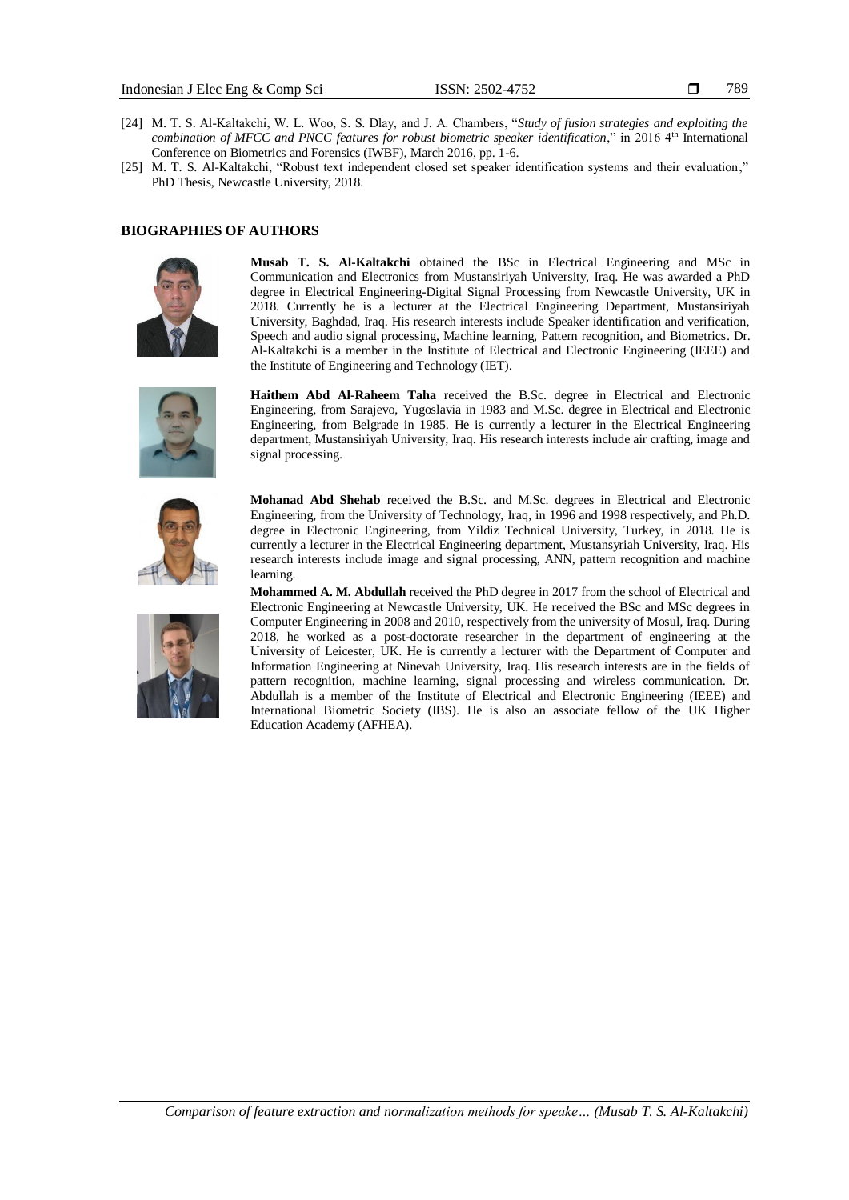[24] M. T. S. Al-Kaltakchi, W. L. Woo, S. S. Dlay, and J. A. Chambers, "*Study of fusion strategies and exploiting the combination of MFCC and PNCC features for robust biometric speaker identification*," in 2016 4th International Conference on Biometrics and Forensics (IWBF), March 2016, pp. 1-6.

[25] M. T. S. Al-Kaltakchi, "Robust text independent closed set speaker identification systems and their evaluation," PhD Thesis, Newcastle University, 2018.

## BIOGRAPHIES OF AUTHORS

**Musab T. S. Al-Kaltakchi** obtained the BSc in Electrical Engineering and MSc in Communication and Electronics from Mustansiriyah University, Iraq. He was awarded a PhD degree in Electrical Engineering-Digital Signal Processing from Newcastle University, UK in 2018. Currently he is a lecturer at the Electrical Engineering Department, Mustansiriyah University, Baghdad, Iraq. His research interests include Speaker identification and verification, Speech and audio signal processing, Machine learning, Pattern recognition, and Biometrics. Dr. Al-Kaltakchi is a member in the Institute of Electrical and Electronic Engineering (IEEE) and the Institute of Engineering and Technology (IET).

**Haithem Abd Al-Raheem Taha** received the B.Sc. degree in Electrical and Electronic Engineering, from Sarajevo, Yugoslavia in 1983 and M.Sc. degree in Electrical and Electronic Engineering, from Belgrade in 1985. He is currently a lecturer in the Electrical Engineering department, Mustansiriyah University, Iraq. His research interests include air crafting, image and signal processing.

**Mohanad Abd Shehab** received the B.Sc. and M.Sc. degrees in Electrical and Electronic Engineering, from the University of Technology, Iraq, in 1996 and 1998 respectively, and Ph.D. degree in Electronic Engineering, from Yildiz Technical University, Turkey, in 2018. He is currently a lecturer in the Electrical Engineering department, Mustansyriah University, Iraq. His research interests include image and signal processing, ANN, pattern recognition and machine learning.

**Mohammed A. M. Abdullah** received the PhD degree in 2017 from the school of Electrical and Electronic Engineering at Newcastle University, UK. He received the BSc and MSc degrees in Computer Engineering in 2008 and 2010, respectively from the university of Mosul, Iraq. During 2018, he worked as a post-doctorate researcher in the department of engineering at the University of Leicester, UK. He is currently a lecturer with the Department of Computer and Information Engineering at Ninevah University, Iraq. His research interests are in the fields of pattern recognition, machine learning, signal processing and wireless communication. Dr. Abdullah is a member of the Institute of Electrical and Electronic Engineering (IEEE) and International Biometric Society (IBS). He is also an associate fellow of the UK Higher Education Academy (AFHEA).